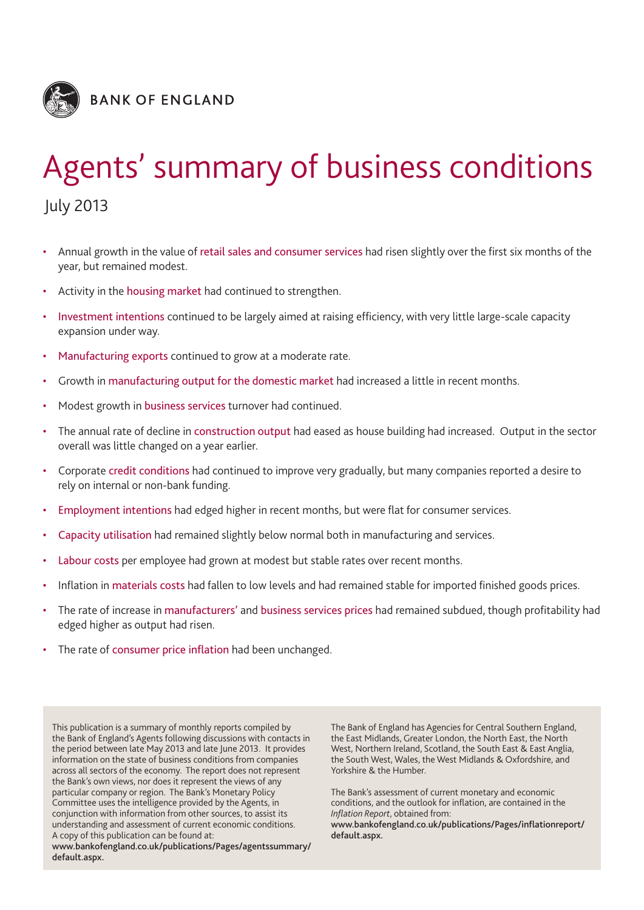BANK OF ENGLAND

# Agents' summary of business conditions

July 2013

- Annual growth in the value of retail sales and consumer services had risen slightly over the first six months of the year, but remained modest.
- Activity in the housing market had continued to strengthen.
- Investment intentions continued to be largely aimed at raising efficiency, with very little large-scale capacity expansion under way.
- Manufacturing exports continued to grow at a moderate rate.
- Growth in manufacturing output for the domestic market had increased a little in recent months.
- Modest growth in business services turnover had continued.
- The annual rate of decline in construction output had eased as house building had increased. Output in the sector overall was little changed on a year earlier.
- Corporate credit conditions had continued to improve very gradually, but many companies reported a desire to rely on internal or non-bank funding.
- Employment intentions had edged higher in recent months, but were flat for consumer services.
- Capacity utilisation had remained slightly below normal both in manufacturing and services.
- Labour costs per employee had grown at modest but stable rates over recent months.
- Inflation in materials costs had fallen to low levels and had remained stable for imported finished goods prices.
- The rate of increase in manufacturers' and business services prices had remained subdued, though profitability had edged higher as output had risen.
- The rate of consumer price inflation had been unchanged.

This publication is a summary of monthly reports compiled by the Bank of England's Agents following discussions with contacts in the period between late May 2013 and late June 2013. It provides information on the state of business conditions from companies across all sectors of the economy. The report does not represent the Bank's own views, nor does it represent the views of any particular company or region. The Bank's Monetary Policy Committee uses the intelligence provided by the Agents, in conjunction with information from other sources, to assist its understanding and assessment of current economic conditions. A copy of this publication can be found at:
**www.bankofengland.co.uk/publications/Pages/agentssummary/default.aspx.**

The Bank of England has Agencies for Central Southern England, the East Midlands, Greater London, the North East, the North West, Northern Ireland, Scotland, the South East & East Anglia, the South West, Wales, the West Midlands & Oxfordshire, and Yorkshire & the Humber.

The Bank's assessment of current monetary and economic conditions, and the outlook for inflation, are contained in the *Inflation Report*, obtained from:
**www.bankofengland.co.uk/publications/Pages/inflationreport/default.aspx.**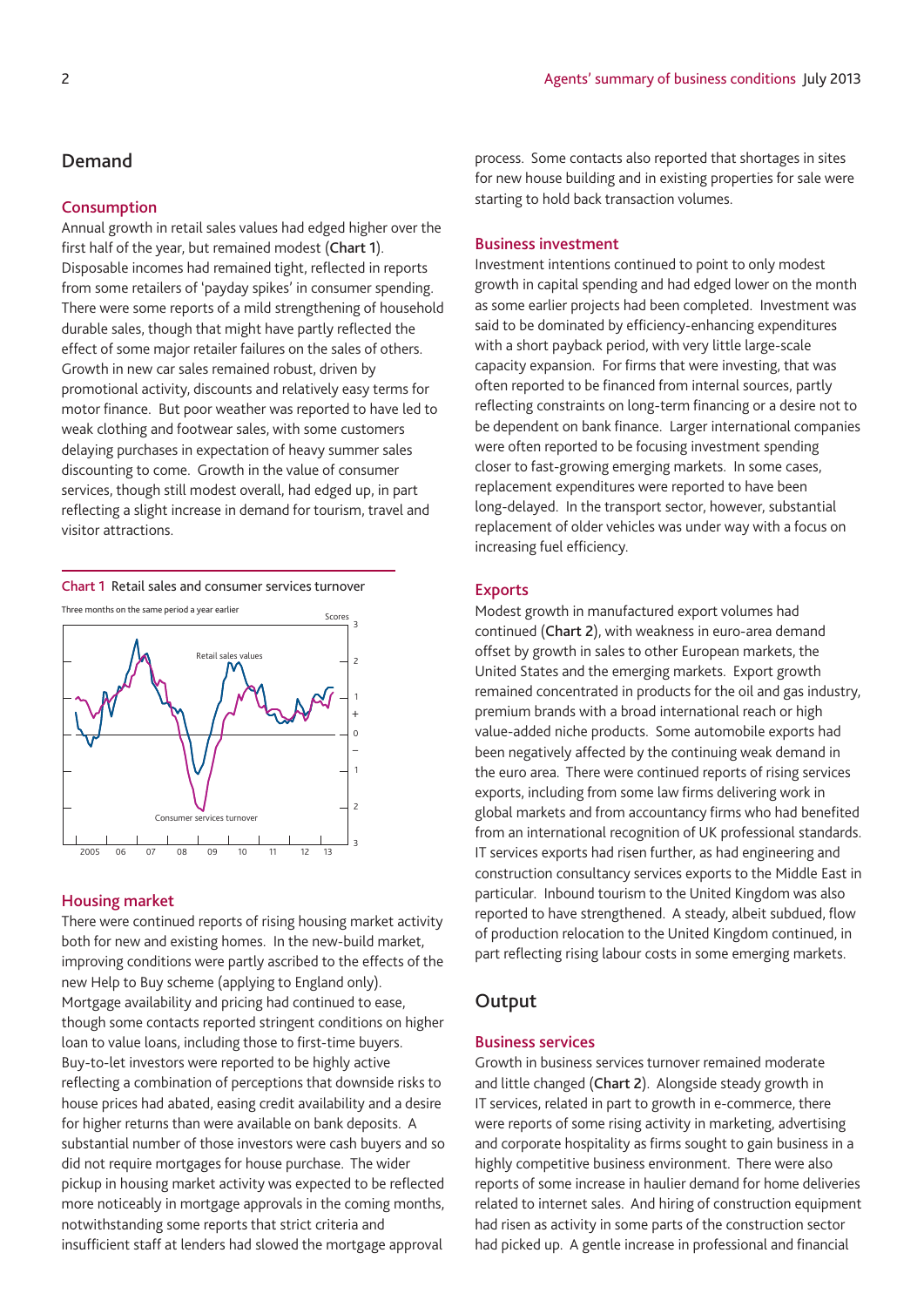## Demand

### Consumption

Annual growth in retail sales values had edged higher over the first half of the year, but remained modest (**Chart 1**). Disposable incomes had remained tight, reflected in reports from some retailers of 'payday spikes' in consumer spending. There were some reports of a mild strengthening of household durable sales, though that might have partly reflected the effect of some major retailer failures on the sales of others. Growth in new car sales remained robust, driven by promotional activity, discounts and relatively easy terms for motor finance. But poor weather was reported to have led to weak clothing and footwear sales, with some customers delaying purchases in expectation of heavy summer sales discounting to come. Growth in the value of consumer services, though still modest overall, had edged up, in part reflecting a slight increase in demand for tourism, travel and visitor attractions.

**Chart 1** Retail sales and consumer services turnover

Three months on the same period a year earlier

### Housing market

There were continued reports of rising housing market activity both for new and existing homes. In the new-build market, improving conditions were partly ascribed to the effects of the new Help to Buy scheme (applying to England only). Mortgage availability and pricing had continued to ease, though some contacts reported stringent conditions on higher loan to value loans, including those to first-time buyers. Buy-to-let investors were reported to be highly active reflecting a combination of perceptions that downside risks to house prices had abated, easing credit availability and a desire for higher returns than were available on bank deposits. A substantial number of those investors were cash buyers and so did not require mortgages for house purchase. The wider pickup in housing market activity was expected to be reflected more noticeably in mortgage approvals in the coming months, notwithstanding some reports that strict criteria and insufficient staff at lenders had slowed the mortgage approval process. Some contacts also reported that shortages in sites for new house building and in existing properties for sale were starting to hold back transaction volumes.

### Business investment

Investment intentions continued to point to only modest growth in capital spending and had edged lower on the month as some earlier projects had been completed. Investment was said to be dominated by efficiency-enhancing expenditures with a short payback period, with very little large-scale capacity expansion. For firms that were investing, that was often reported to be financed from internal sources, partly reflecting constraints on long-term financing or a desire not to be dependent on bank finance. Larger international companies were often reported to be focusing investment spending closer to fast-growing emerging markets. In some cases, replacement expenditures were reported to have been long-delayed. In the transport sector, however, substantial replacement of older vehicles was under way with a focus on increasing fuel efficiency.

### Exports

Modest growth in manufactured export volumes had continued (**Chart 2**), with weakness in euro-area demand offset by growth in sales to other European markets, the United States and the emerging markets. Export growth remained concentrated in products for the oil and gas industry, premium brands with a broad international reach or high value-added niche products. Some automobile exports had been negatively affected by the continuing weak demand in the euro area. There were continued reports of rising services exports, including from some law firms delivering work in global markets and from accountancy firms who had benefited from an international recognition of UK professional standards. IT services exports had risen further, as had engineering and construction consultancy services exports to the Middle East in particular. Inbound tourism to the United Kingdom was also reported to have strengthened. A steady, albeit subdued, flow of production relocation to the United Kingdom continued, in part reflecting rising labour costs in some emerging markets.

## Output

### Business services

Growth in business services turnover remained moderate and little changed (**Chart 2**). Alongside steady growth in IT services, related in part to growth in e-commerce, there were reports of some rising activity in marketing, advertising and corporate hospitality as firms sought to gain business in a highly competitive business environment. There were also reports of some increase in haulier demand for home deliveries related to internet sales. And hiring of construction equipment had risen as activity in some parts of the construction sector had picked up. A gentle increase in professional and financial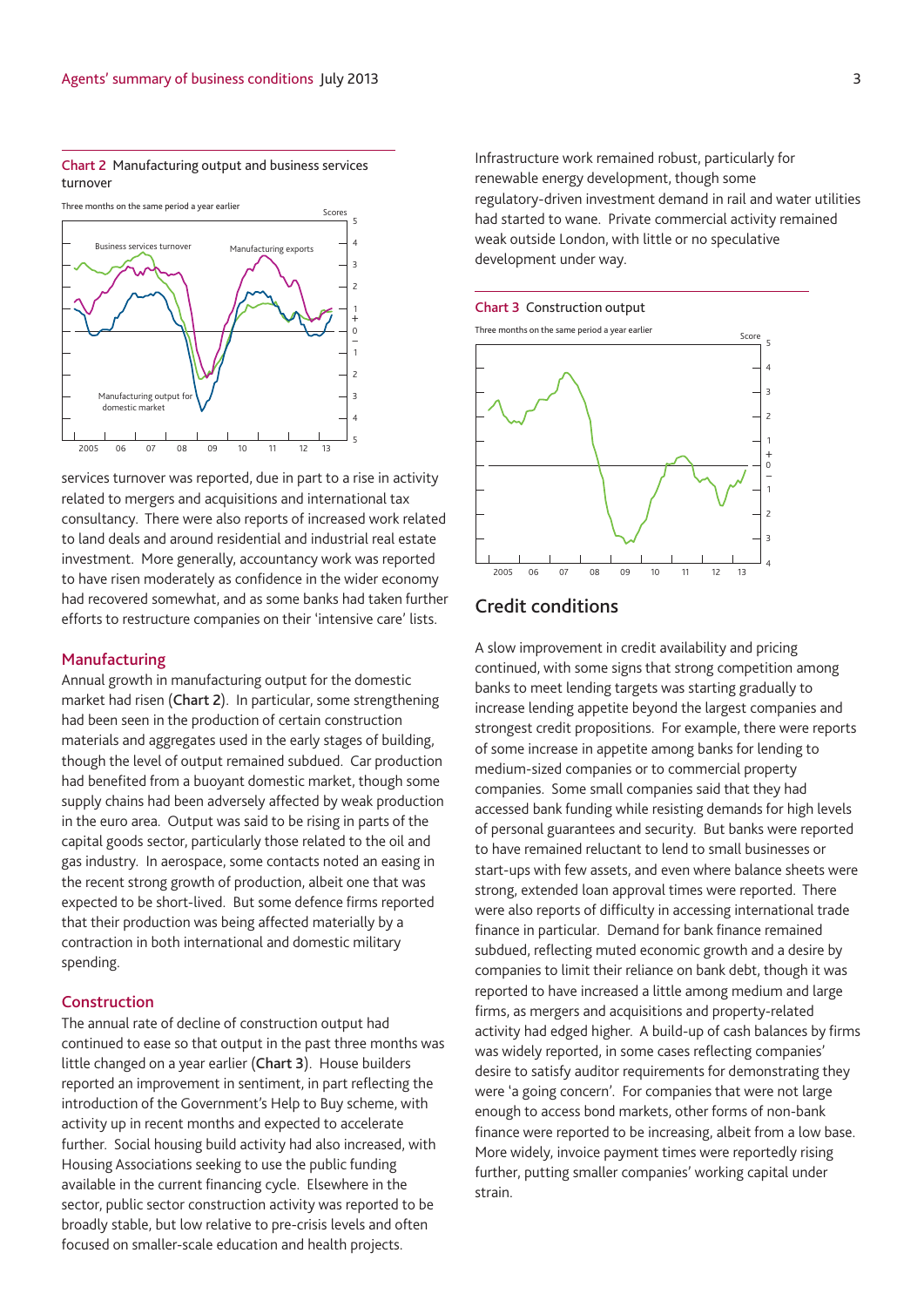**Chart 2** Manufacturing output and business services turnover

**Chart 3** Construction output

services turnover was reported, due in part to a rise in activity related to mergers and acquisitions and international tax consultancy. There were also reports of increased work related to land deals and around residential and industrial real estate investment. More generally, accountancy work was reported to have risen moderately as confidence in the wider economy had recovered somewhat, and as some banks had taken further efforts to restructure companies on their 'intensive care' lists.

## Manufacturing

Annual growth in manufacturing output for the domestic market had risen (**Chart 2**). In particular, some strengthening had been seen in the production of certain construction materials and aggregates used in the early stages of building, though the level of output remained subdued. Car production had benefited from a buoyant domestic market, though some supply chains had been adversely affected by weak production in the euro area. Output was said to be rising in parts of the capital goods sector, particularly those related to the oil and gas industry. In aerospace, some contacts noted an easing in the recent strong growth of production, albeit one that was expected to be short-lived. But some defence firms reported that their production was being affected materially by a contraction in both international and domestic military spending.

## Construction

The annual rate of decline of construction output had continued to ease so that output in the past three months was little changed on a year earlier (**Chart 3**). House builders reported an improvement in sentiment, in part reflecting the introduction of the Government's Help to Buy scheme, with activity up in recent months and expected to accelerate further. Social housing build activity had also increased, with Housing Associations seeking to use the public funding available in the current financing cycle. Elsewhere in the sector, public sector construction activity was reported to be broadly stable, but low relative to pre-crisis levels and often focused on smaller-scale education and health projects.

Infrastructure work remained robust, particularly for renewable energy development, though some regulatory-driven investment demand in rail and water utilities had started to wane. Private commercial activity remained weak outside London, with little or no speculative development under way.

## Credit conditions

A slow improvement in credit availability and pricing continued, with some signs that strong competition among banks to meet lending targets was starting gradually to increase lending appetite beyond the largest companies and strongest credit propositions. For example, there were reports of some increase in appetite among banks for lending to medium-sized companies or to commercial property companies. Some small companies said that they had accessed bank funding while resisting demands for high levels of personal guarantees and security. But banks were reported to have remained reluctant to lend to small businesses or start-ups with few assets, and even where balance sheets were strong, extended loan approval times were reported. There were also reports of difficulty in accessing international trade finance in particular. Demand for bank finance remained subdued, reflecting muted economic growth and a desire by companies to limit their reliance on bank debt, though it was reported to have increased a little among medium and large firms, as mergers and acquisitions and property-related activity had edged higher. A build-up of cash balances by firms was widely reported, in some cases reflecting companies' desire to satisfy auditor requirements for demonstrating they were 'a going concern'. For companies that were not large enough to access bond markets, other forms of non-bank finance were reported to be increasing, albeit from a low base. More widely, invoice payment times were reportedly rising further, putting smaller companies' working capital under strain.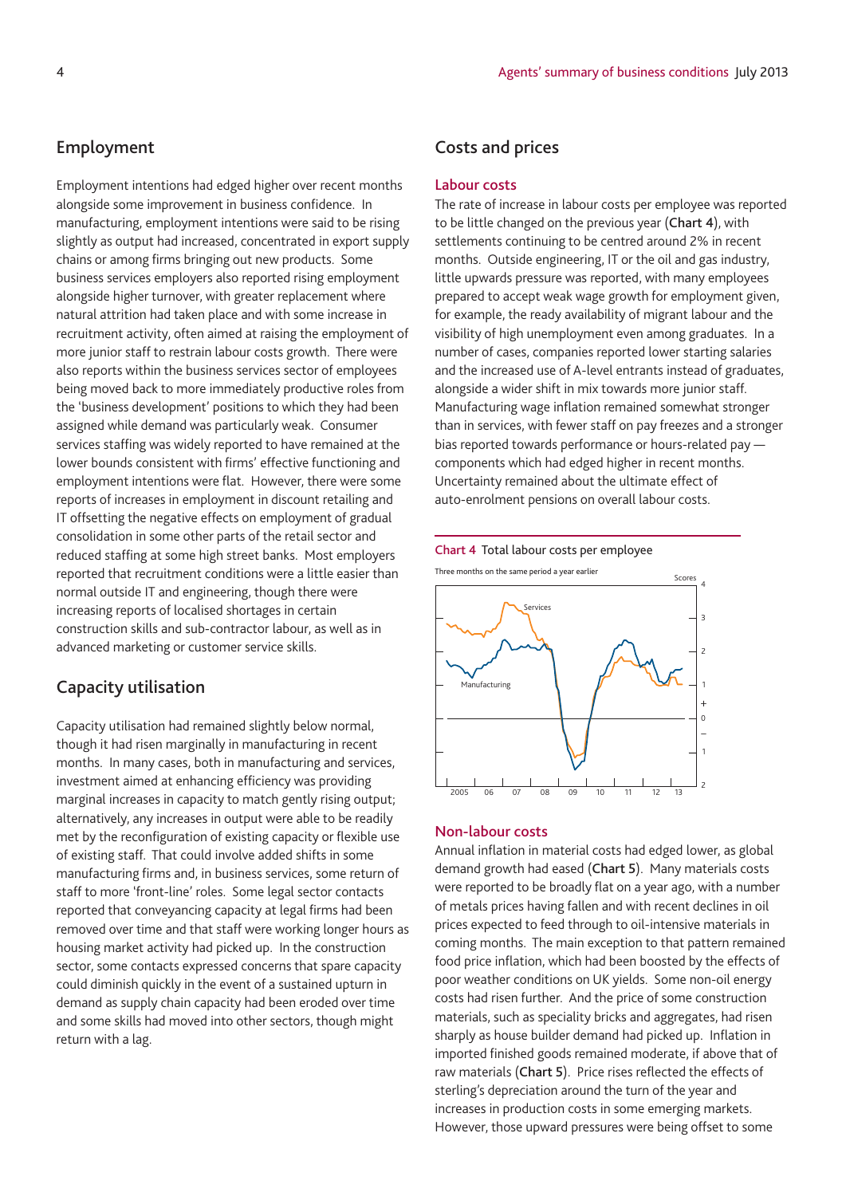## Employment

Employment intentions had edged higher over recent months alongside some improvement in business confidence. In manufacturing, employment intentions were said to be rising slightly as output had increased, concentrated in export supply chains or among firms bringing out new products. Some business services employers also reported rising employment alongside higher turnover, with greater replacement where natural attrition had taken place and with some increase in recruitment activity, often aimed at raising the employment of more junior staff to restrain labour costs growth. There were also reports within the business services sector of employees being moved back to more immediately productive roles from the 'business development' positions to which they had been assigned while demand was particularly weak. Consumer services staffing was widely reported to have remained at the lower bounds consistent with firms' effective functioning and employment intentions were flat. However, there were some reports of increases in employment in discount retailing and IT offsetting the negative effects on employment of gradual consolidation in some other parts of the retail sector and reduced staffing at some high street banks. Most employers reported that recruitment conditions were a little easier than normal outside IT and engineering, though there were increasing reports of localised shortages in certain construction skills and sub-contractor labour, as well as in advanced marketing or customer service skills.

## Capacity utilisation

Capacity utilisation had remained slightly below normal, though it had risen marginally in manufacturing in recent months. In many cases, both in manufacturing and services, investment aimed at enhancing efficiency was providing marginal increases in capacity to match gently rising output; alternatively, any increases in output were able to be readily met by the reconfiguration of existing capacity or flexible use of existing staff. That could involve added shifts in some manufacturing firms and, in business services, some return of staff to more 'front-line' roles. Some legal sector contacts reported that conveyancing capacity at legal firms had been removed over time and that staff were working longer hours as housing market activity had picked up. In the construction sector, some contacts expressed concerns that spare capacity could diminish quickly in the event of a sustained upturn in demand as supply chain capacity had been eroded over time and some skills had moved into other sectors, though might return with a lag.

## Costs and prices

### Labour costs

The rate of increase in labour costs per employee was reported to be little changed on the previous year (**Chart 4**), with settlements continuing to be centred around 2% in recent months. Outside engineering, IT or the oil and gas industry, little upwards pressure was reported, with many employees prepared to accept weak wage growth for employment given, for example, the ready availability of migrant labour and the visibility of high unemployment even among graduates. In a number of cases, companies reported lower starting salaries and the increased use of A-level entrants instead of graduates, alongside a wider shift in mix towards more junior staff. Manufacturing wage inflation remained somewhat stronger than in services, with fewer staff on pay freezes and a stronger bias reported towards performance or hours-related pay — components which had edged higher in recent months. Uncertainty remained about the ultimate effect of auto-enrolment pensions on overall labour costs.

**Chart 4** Total labour costs per employee

Three months on the same period a year earlier

### Non-labour costs

Annual inflation in material costs had edged lower, as global demand growth had eased (**Chart 5**). Many materials costs were reported to be broadly flat on a year ago, with a number of metals prices having fallen and with recent declines in oil prices expected to feed through to oil-intensive materials in coming months. The main exception to that pattern remained food price inflation, which had been boosted by the effects of poor weather conditions on UK yields. Some non-oil energy costs had risen further. And the price of some construction materials, such as speciality bricks and aggregates, had risen sharply as house builder demand had picked up. Inflation in imported finished goods remained moderate, if above that of raw materials (**Chart 5**). Price rises reflected the effects of sterling's depreciation around the turn of the year and increases in production costs in some emerging markets. However, those upward pressures were being offset to some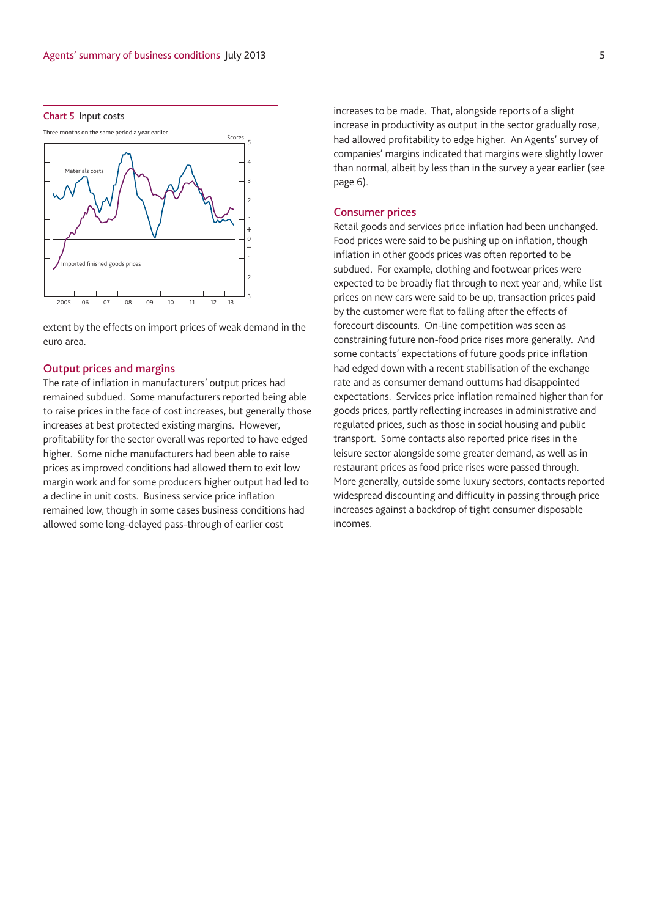Chart 5 Input costs

Three months on the same period a year earlier

extent by the effects on import prices of weak demand in the euro area.

## Output prices and margins

The rate of inflation in manufacturers' output prices had remained subdued. Some manufacturers reported being able to raise prices in the face of cost increases, but generally those increases at best protected existing margins. However, profitability for the sector overall was reported to have edged higher. Some niche manufacturers had been able to raise prices as improved conditions had allowed them to exit low margin work and for some producers higher output had led to a decline in unit costs. Business service price inflation remained low, though in some cases business conditions had allowed some long-delayed pass-through of earlier cost increases to be made. That, alongside reports of a slight increase in productivity as output in the sector gradually rose, had allowed profitability to edge higher. An Agents' survey of companies' margins indicated that margins were slightly lower than normal, albeit by less than in the survey a year earlier (see page 6).

## Consumer prices

Retail goods and services price inflation had been unchanged. Food prices were said to be pushing up on inflation, though inflation in other goods prices was often reported to be subdued. For example, clothing and footwear prices were expected to be broadly flat through to next year and, while list prices on new cars were said to be up, transaction prices paid by the customer were flat to falling after the effects of forecourt discounts. On-line competition was seen as constraining future non-food price rises more generally. And some contacts' expectations of future goods price inflation had edged down with a recent stabilisation of the exchange rate and as consumer demand outturns had disappointed expectations. Services price inflation remained higher than for goods prices, partly reflecting increases in administrative and regulated prices, such as those in social housing and public transport. Some contacts also reported price rises in the leisure sector alongside some greater demand, as well as in restaurant prices as food price rises were passed through. More generally, outside some luxury sectors, contacts reported widespread discounting and difficulty in passing through price increases against a backdrop of tight consumer disposable incomes.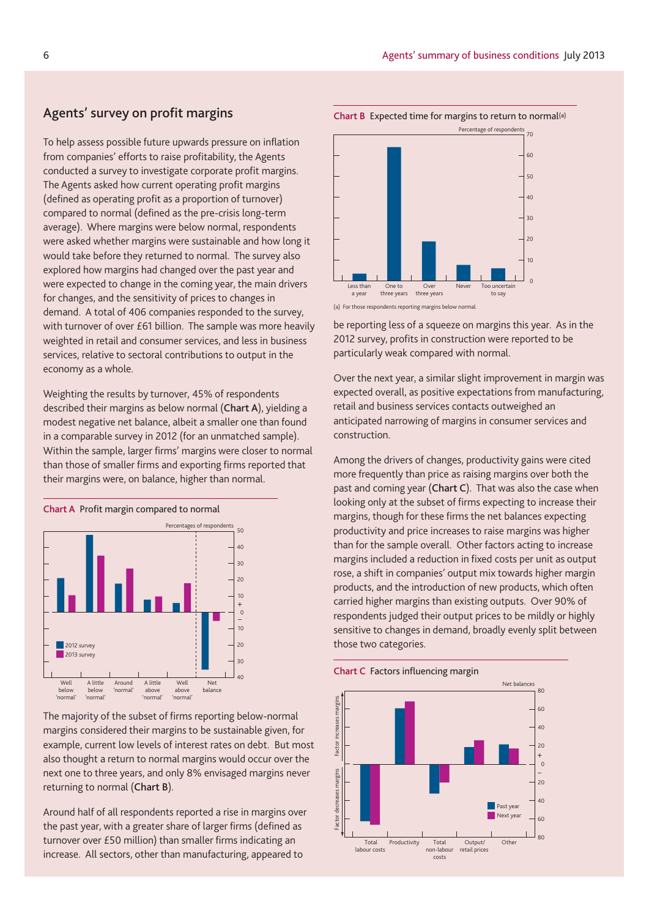## Agents' survey on profit margins

To help assess possible future upwards pressure on inflation from companies' efforts to raise profitability, the Agents conducted a survey to investigate corporate profit margins. The Agents asked how current operating profit margins (defined as operating profit as a proportion of turnover) compared to normal (defined as the pre-crisis long-term average). Where margins were below normal, respondents were asked whether margins were sustainable and how long it would take before they returned to normal. The survey also explored how margins had changed over the past year and were expected to change in the coming year, the main drivers for changes, and the sensitivity of prices to changes in demand. A total of 406 companies responded to the survey, with turnover of over £61 billion. The sample was more heavily weighted in retail and consumer services, and less in business services, relative to sectoral contributions to output in the economy as a whole.

Weighting the results by turnover, 45% of respondents described their margins as below normal (**Chart A**), yielding a modest negative net balance, albeit a smaller one than found in a comparable survey in 2012 (for an unmatched sample). Within the sample, larger firms' margins were closer to normal than those of smaller firms and exporting firms reported that their margins were, on balance, higher than normal.

**Chart A** Profit margin compared to normal

Percentages of respondents

50
40
30
20
10
+
0
–
10
20
30
40

2012 survey
2013 survey

Well below 'normal'
A little below 'normal'
Around 'normal'
A little above 'normal'
Well above 'normal'
Net balance

The majority of the subset of firms reporting below-normal margins considered their margins to be sustainable given, for example, current low levels of interest rates on debt. But most also thought a return to normal margins would occur over the next one to three years, and only 8% envisaged margins never returning to normal (**Chart B**).

Around half of all respondents reported a rise in margins over the past year, with a greater share of larger firms (defined as turnover over £50 million) than smaller firms indicating an increase. All sectors, other than manufacturing, appeared to be reporting less of a squeeze on margins this year. As in the 2012 survey, profits in construction were reported to be particularly weak compared with normal.

**Chart B** Expected time for margins to return to normal[(a)]

Percentage of respondents

70
60
50
40
30
20
10
0

Less than a year
One to three years
Over three years
Never
Too uncertain to say

(a) For those respondents reporting margins below normal.

Over the next year, a similar slight improvement in margin was expected overall, as positive expectations from manufacturing, retail and business services contacts outweighed an anticipated narrowing of margins in consumer services and construction.

Among the drivers of changes, productivity gains were cited more frequently than price as raising margins over both the past and coming year (**Chart C**). That was also the case when looking only at the subset of firms expecting to increase their margins, though for these firms the net balances expecting productivity and price increases to raise margins was higher than for the sample overall. Other factors acting to increase margins included a reduction in fixed costs per unit as output rose, a shift in companies' output mix towards higher margin products, and the introduction of new products, which often carried higher margins than existing outputs. Over 90% of respondents judged their output prices to be mildly or highly sensitive to changes in demand, broadly evenly split between those two categories.

**Chart C** Factors influencing margin

Net balances

80
60
40
20
+
0
–
20
40
60
80

Factor increases margins
Factor decreases margins

Past year
Next year

Total labour costs
Productivity
Total non-labour costs
Output/retail prices
Other